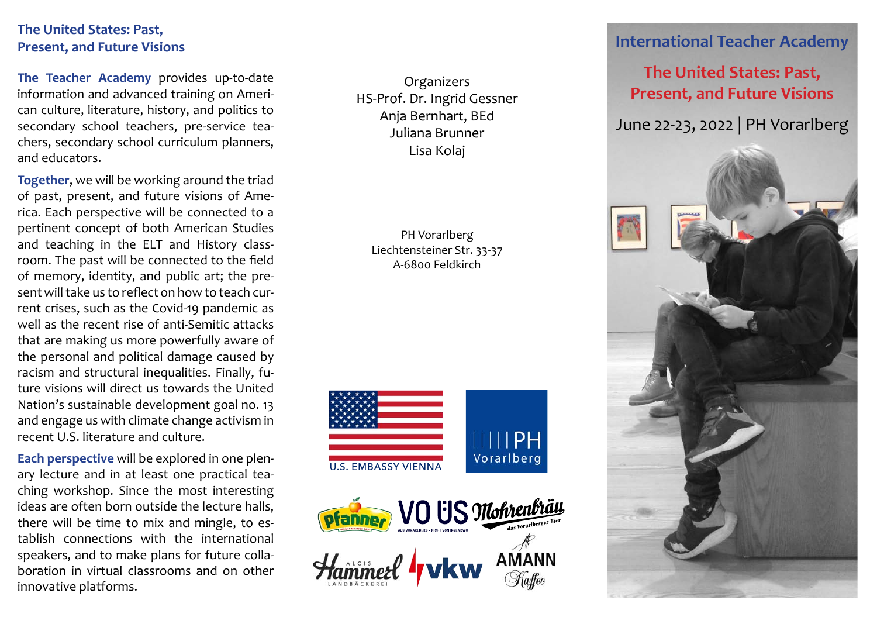## The United States: Past, Present, and Future Visions

**The Teacher Academy** provides up-to-date information and advanced training on American culture, literature, history, and politics to secondary school teachers, pre-service teachers, secondary school curriculum planners, and educators.

**Together**, we will be working around the triad of past, present, and future visions of America. Each perspective will be connected to a pertinent concept of both American Studies and teaching in the ELT and History classroom. The past will be connected to the field of memory, identity, and public art; the present will take us to reflect on how to teach current crises, such as the Covid-19 pandemic as well as the recent rise of anti-Semitic attacks that are making us more powerfully aware of the personal and political damage caused by racism and structural inequalities. Finally, future visions will direct us towards the United Nation's sustainable development goal no. 13 and engage us with climate change activism in recent U.S. literature and culture.

**Each perspective** will be explored in one plenary lecture and in at least one practical teaching workshop. Since the most interesting ideas are often born outside the lecture halls, there will be time to mix and mingle, to establish connections with the international speakers, and to make plans for future collaboration in virtual classrooms and on other innovative platforms.

Organizers
HS-Prof. Dr. Ingrid Gessner
Anja Bernhart, BEd
Juliana Brunner
Lisa Kolaj

PH Vorarlberg
Liechtensteiner Str. 33-37
A-6800 Feldkirch

U.S. EMBASSY VIENNA

PH Vorarlberg

Pfanner · VO ÜS · Mohrenbräu · Alois Hammerl Landbäckerei · vkw · Amann Kaffee

# International Teacher Academy

## The United States: Past, Present, and Future Visions

June 22-23, 2022 | PH Vorarlberg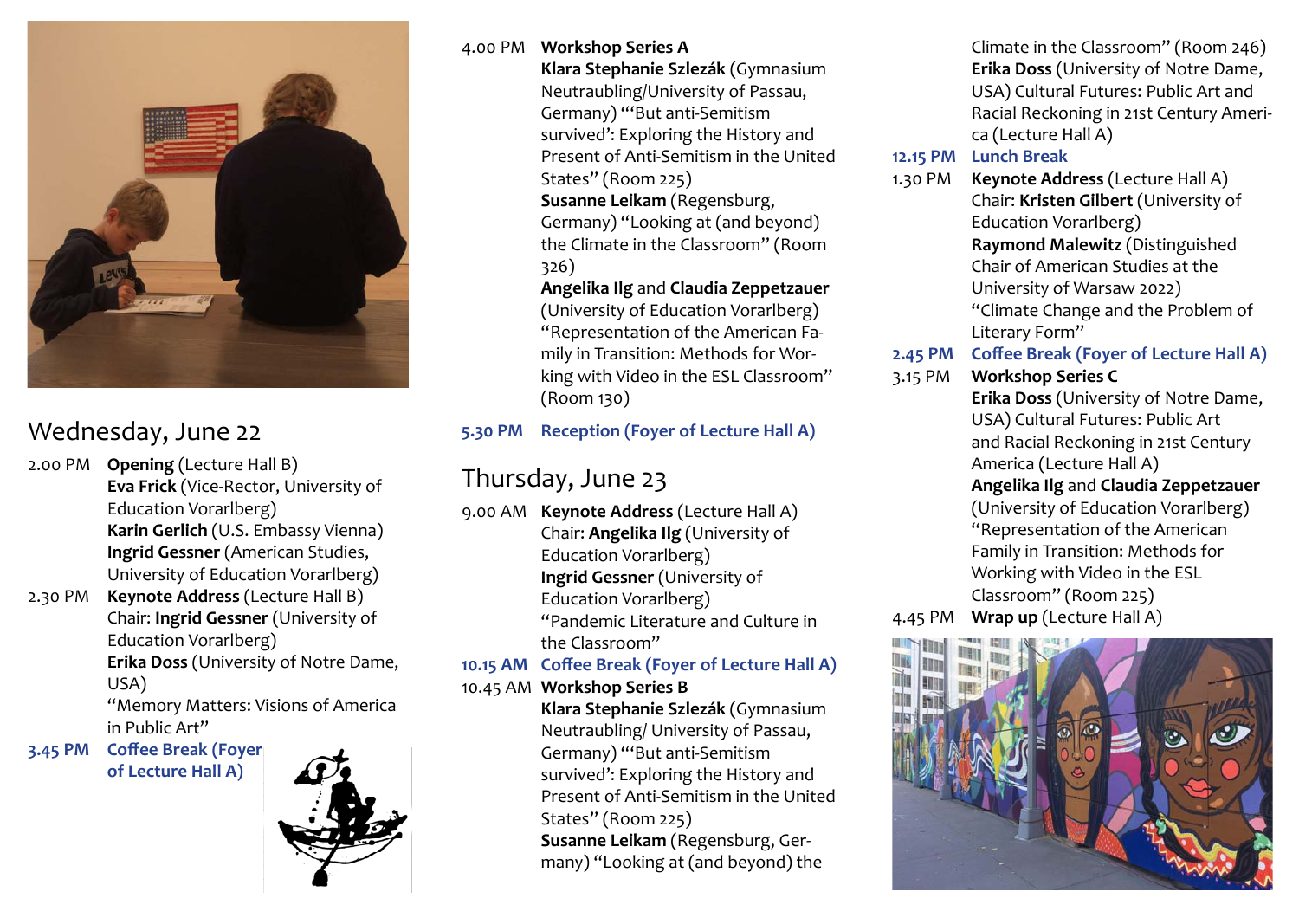## Wednesday, June 22

2.00 PM **Opening** (Lecture Hall B)
**Eva Frick** (Vice-Rector, University of Education Vorarlberg)
**Karin Gerlich** (U.S. Embassy Vienna)
**Ingrid Gessner** (American Studies, University of Education Vorarlberg)

2.30 PM **Keynote Address** (Lecture Hall B)
Chair: **Ingrid Gessner** (University of Education Vorarlberg)
**Erika Doss** (University of Notre Dame, USA)
"Memory Matters: Visions of America in Public Art"

**3.45 PM Coffee Break (Foyer of Lecture Hall A)**

4.00 PM **Workshop Series A**
**Klara Stephanie Szlezák** (Gymnasium Neutraubling/University of Passau, Germany) "'But anti-Semitism survived': Exploring the History and Present of Anti-Semitism in the United States" (Room 225)
**Susanne Leikam** (Regensburg, Germany) "Looking at (and beyond) the Climate in the Classroom" (Room 326)
**Angelika Ilg** and **Claudia Zeppetzauer** (University of Education Vorarlberg) "Representation of the American Family in Transition: Methods for Working with Video in the ESL Classroom" (Room 130)

**5.30 PM Reception (Foyer of Lecture Hall A)**

## Thursday, June 23

9.00 AM **Keynote Address** (Lecture Hall A)
Chair: **Angelika Ilg** (University of Education Vorarlberg)
**Ingrid Gessner** (University of Education Vorarlberg)
"Pandemic Literature and Culture in the Classroom"

**10.15 AM Coffee Break (Foyer of Lecture Hall A)**

10.45 AM **Workshop Series B**
**Klara Stephanie Szlezák** (Gymnasium Neutraubling/ University of Passau, Germany) "'But anti-Semitism survived': Exploring the History and Present of Anti-Semitism in the United States" (Room 225)
**Susanne Leikam** (Regensburg, Germany) "Looking at (and beyond) the Climate in the Classroom" (Room 246)
**Erika Doss** (University of Notre Dame, USA) Cultural Futures: Public Art and Racial Reckoning in 21st Century America (Lecture Hall A)

**12.15 PM Lunch Break**

1.30 PM **Keynote Address** (Lecture Hall A)
Chair: **Kristen Gilbert** (University of Education Vorarlberg)
**Raymond Malewitz** (Distinguished Chair of American Studies at the University of Warsaw 2022)
"Climate Change and the Problem of Literary Form"

**2.45 PM Coffee Break (Foyer of Lecture Hall A)**

3.15 PM **Workshop Series C**
**Erika Doss** (University of Notre Dame, USA) Cultural Futures: Public Art and Racial Reckoning in 21st Century America (Lecture Hall A)
**Angelika Ilg** and **Claudia Zeppetzauer** (University of Education Vorarlberg) "Representation of the American Family in Transition: Methods for Working with Video in the ESL Classroom" (Room 225)

4.45 PM **Wrap up** (Lecture Hall A)